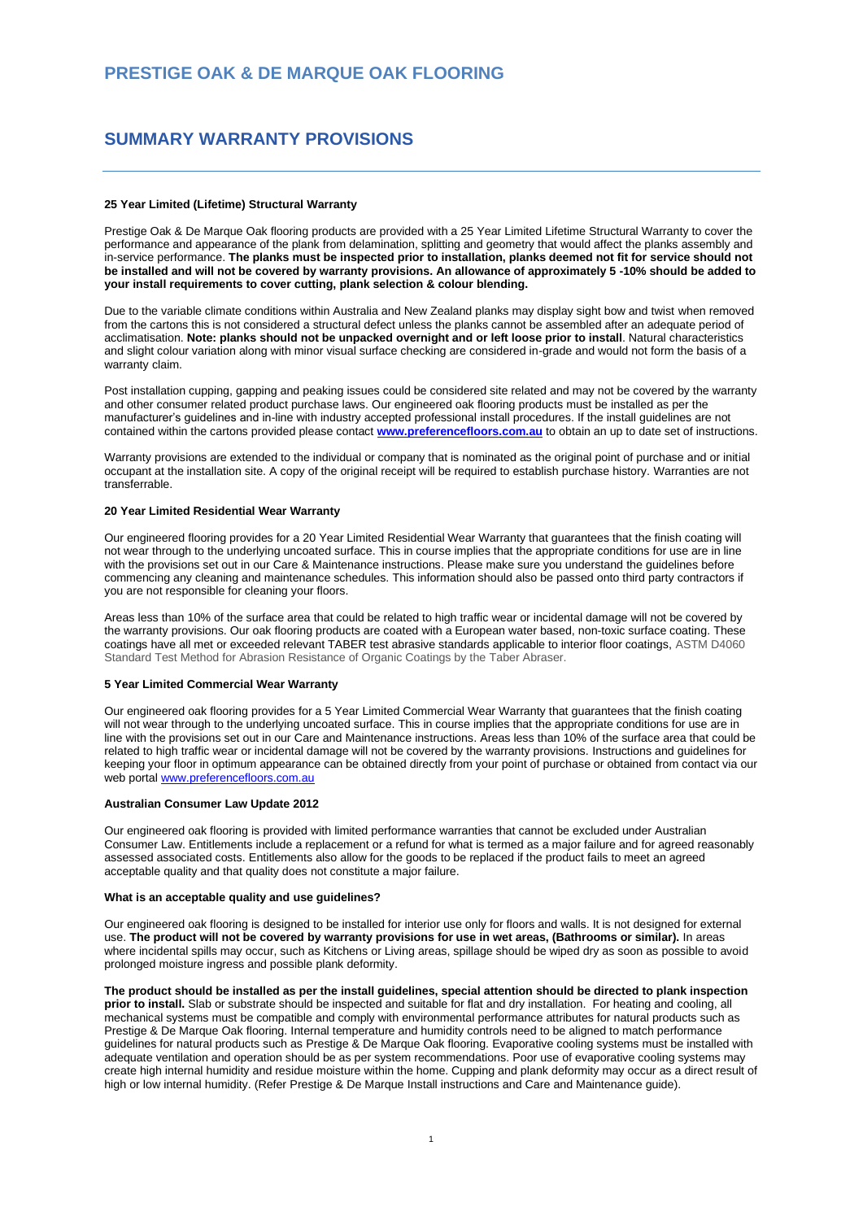# PRESTIGE OAK & DE MARQUE OAK FLOORING

# SUMMARY WARRANTY PROVISIONS

---

**25 Year Limited (Lifetime) Structural Warranty**

Prestige Oak & De Marque Oak flooring products are provided with a 25 Year Limited Lifetime Structural Warranty to cover the performance and appearance of the plank from delamination, splitting and geometry that would affect the planks assembly and in-service performance. **The planks must be inspected prior to installation, planks deemed not fit for service should not be installed and will not be covered by warranty provisions. An allowance of approximately 5 -10% should be added to your install requirements to cover cutting, plank selection & colour blending.**

Due to the variable climate conditions within Australia and New Zealand planks may display sight bow and twist when removed from the cartons this is not considered a structural defect unless the planks cannot be assembled after an adequate period of acclimatisation. **Note: planks should not be unpacked overnight and or left loose prior to install**. Natural characteristics and slight colour variation along with minor visual surface checking are considered in-grade and would not form the basis of a warranty claim.

Post installation cupping, gapping and peaking issues could be considered site related and may not be covered by the warranty and other consumer related product purchase laws. Our engineered oak flooring products must be installed as per the manufacturer's guidelines and in-line with industry accepted professional install procedures. If the install guidelines are not contained within the cartons provided please contact **www.preferencefloors.com.au** to obtain an up to date set of instructions.

Warranty provisions are extended to the individual or company that is nominated as the original point of purchase and or initial occupant at the installation site. A copy of the original receipt will be required to establish purchase history. Warranties are not transferrable.

**20 Year Limited Residential Wear Warranty**

Our engineered flooring provides for a 20 Year Limited Residential Wear Warranty that guarantees that the finish coating will not wear through to the underlying uncoated surface. This in course implies that the appropriate conditions for use are in line with the provisions set out in our Care & Maintenance instructions. Please make sure you understand the guidelines before commencing any cleaning and maintenance schedules. This information should also be passed onto third party contractors if you are not responsible for cleaning your floors.

Areas less than 10% of the surface area that could be related to high traffic wear or incidental damage will not be covered by the warranty provisions. Our oak flooring products are coated with a European water based, non-toxic surface coating. These coatings have all met or exceeded relevant TABER test abrasive standards applicable to interior floor coatings, ASTM D4060 Standard Test Method for Abrasion Resistance of Organic Coatings by the Taber Abraser.

**5 Year Limited Commercial Wear Warranty**

Our engineered oak flooring provides for a 5 Year Limited Commercial Wear Warranty that guarantees that the finish coating will not wear through to the underlying uncoated surface. This in course implies that the appropriate conditions for use are in line with the provisions set out in our Care and Maintenance instructions. Areas less than 10% of the surface area that could be related to high traffic wear or incidental damage will not be covered by the warranty provisions. Instructions and guidelines for keeping your floor in optimum appearance can be obtained directly from your point of purchase or obtained from contact via our web portal www.preferencefloors.com.au

**Australian Consumer Law Update 2012**

Our engineered oak flooring is provided with limited performance warranties that cannot be excluded under Australian Consumer Law. Entitlements include a replacement or a refund for what is termed as a major failure and for agreed reasonably assessed associated costs. Entitlements also allow for the goods to be replaced if the product fails to meet an agreed acceptable quality and that quality does not constitute a major failure.

**What is an acceptable quality and use guidelines?**

Our engineered oak flooring is designed to be installed for interior use only for floors and walls. It is not designed for external use. **The product will not be covered by warranty provisions for use in wet areas, (Bathrooms or similar).** In areas where incidental spills may occur, such as Kitchens or Living areas, spillage should be wiped dry as soon as possible to avoid prolonged moisture ingress and possible plank deformity.

**The product should be installed as per the install guidelines, special attention should be directed to plank inspection prior to install.** Slab or substrate should be inspected and suitable for flat and dry installation. For heating and cooling, all mechanical systems must be compatible and comply with environmental performance attributes for natural products such as Prestige & De Marque Oak flooring. Internal temperature and humidity controls need to be aligned to match performance guidelines for natural products such as Prestige & De Marque Oak flooring. Evaporative cooling systems must be installed with adequate ventilation and operation should be as per system recommendations. Poor use of evaporative cooling systems may create high internal humidity and residue moisture within the home. Cupping and plank deformity may occur as a direct result of high or low internal humidity. (Refer Prestige & De Marque Install instructions and Care and Maintenance guide).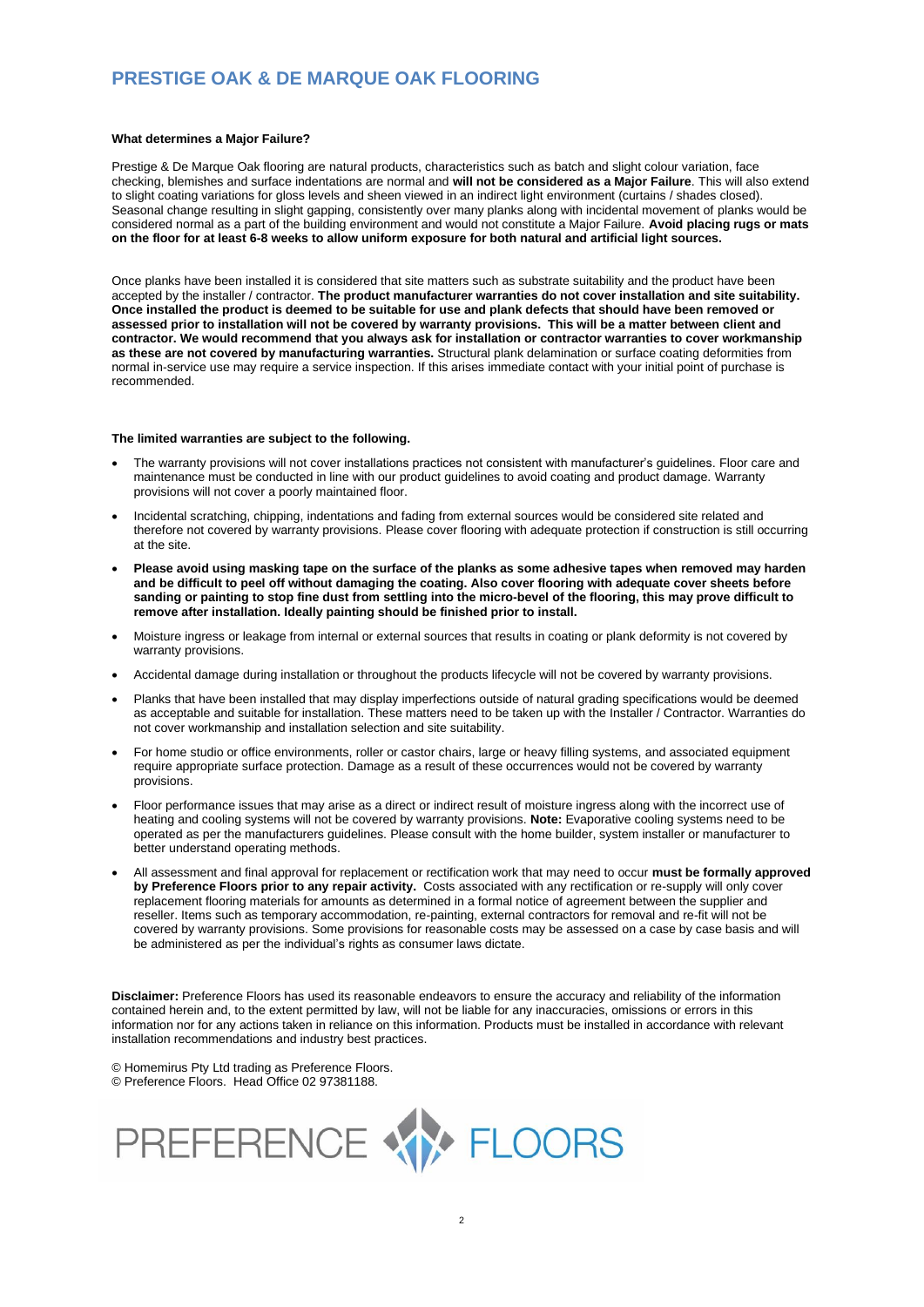# PRESTIGE OAK & DE MARQUE OAK FLOORING

**What determines a Major Failure?**

Prestige & De Marque Oak flooring are natural products, characteristics such as batch and slight colour variation, face checking, blemishes and surface indentations are normal and **will not be considered as a Major Failure**. This will also extend to slight coating variations for gloss levels and sheen viewed in an indirect light environment (curtains / shades closed). Seasonal change resulting in slight gapping, consistently over many planks along with incidental movement of planks would be considered normal as a part of the building environment and would not constitute a Major Failure. **Avoid placing rugs or mats on the floor for at least 6-8 weeks to allow uniform exposure for both natural and artificial light sources.**

Once planks have been installed it is considered that site matters such as substrate suitability and the product have been accepted by the installer / contractor. **The product manufacturer warranties do not cover installation and site suitability. Once installed the product is deemed to be suitable for use and plank defects that should have been removed or assessed prior to installation will not be covered by warranty provisions. This will be a matter between client and contractor. We would recommend that you always ask for installation or contractor warranties to cover workmanship as these are not covered by manufacturing warranties.** Structural plank delamination or surface coating deformities from normal in-service use may require a service inspection. If this arises immediate contact with your initial point of purchase is recommended.

**The limited warranties are subject to the following.**

- The warranty provisions will not cover installations practices not consistent with manufacturer's guidelines. Floor care and maintenance must be conducted in line with our product guidelines to avoid coating and product damage. Warranty provisions will not cover a poorly maintained floor.
- Incidental scratching, chipping, indentations and fading from external sources would be considered site related and therefore not covered by warranty provisions. Please cover flooring with adequate protection if construction is still occurring at the site.
- **Please avoid using masking tape on the surface of the planks as some adhesive tapes when removed may harden and be difficult to peel off without damaging the coating. Also cover flooring with adequate cover sheets before sanding or painting to stop fine dust from settling into the micro-bevel of the flooring, this may prove difficult to remove after installation. Ideally painting should be finished prior to install.**
- Moisture ingress or leakage from internal or external sources that results in coating or plank deformity is not covered by warranty provisions.
- Accidental damage during installation or throughout the products lifecycle will not be covered by warranty provisions.
- Planks that have been installed that may display imperfections outside of natural grading specifications would be deemed as acceptable and suitable for installation. These matters need to be taken up with the Installer / Contractor. Warranties do not cover workmanship and installation selection and site suitability.
- For home studio or office environments, roller or castor chairs, large or heavy filling systems, and associated equipment require appropriate surface protection. Damage as a result of these occurrences would not be covered by warranty provisions.
- Floor performance issues that may arise as a direct or indirect result of moisture ingress along with the incorrect use of heating and cooling systems will not be covered by warranty provisions. **Note:** Evaporative cooling systems need to be operated as per the manufacturers guidelines. Please consult with the home builder, system installer or manufacturer to better understand operating methods.
- All assessment and final approval for replacement or rectification work that may need to occur **must be formally approved by Preference Floors prior to any repair activity.** Costs associated with any rectification or re-supply will only cover replacement flooring materials for amounts as determined in a formal notice of agreement between the supplier and reseller. Items such as temporary accommodation, re-painting, external contractors for removal and re-fit will not be covered by warranty provisions. Some provisions for reasonable costs may be assessed on a case by case basis and will be administered as per the individual's rights as consumer laws dictate.

**Disclaimer:** Preference Floors has used its reasonable endeavors to ensure the accuracy and reliability of the information contained herein and, to the extent permitted by law, will not be liable for any inaccuracies, omissions or errors in this information nor for any actions taken in reliance on this information. Products must be installed in accordance with relevant installation recommendations and industry best practices.

© Homemirus Pty Ltd trading as Preference Floors.
© Preference Floors. Head Office 02 97381188.

PREFERENCE FLOORS